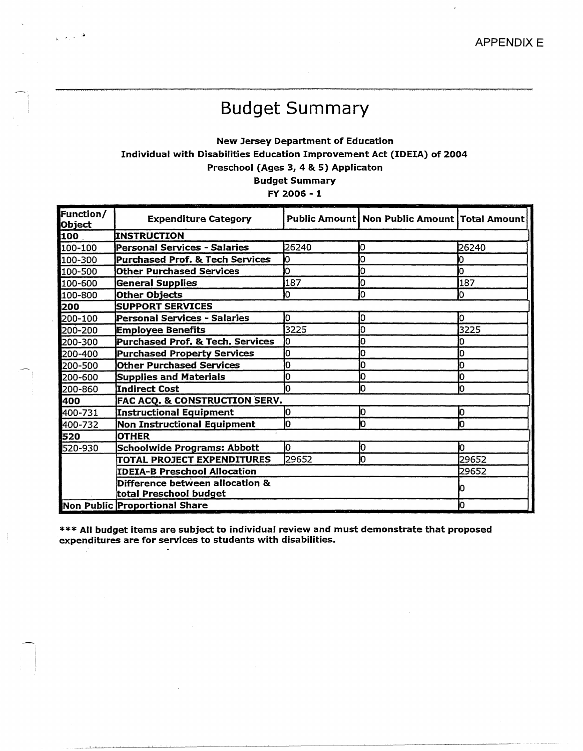APPENDIX E

# Budget Summary

**New Jersey Department of Education**
**Individual with Disabilities Education Improvement Act (IDEIA) of 2004**
**Preschool (Ages 3, 4 & 5) Applicaton**
**Budget Summary**
**FY 2006 - 1**

| Function/ Object | Expenditure Category | Public Amount | Non Public Amount | Total Amount |
|---|---|---|---|---|
| **100** | **INSTRUCTION** | | | |
| 100-100 | **Personal Services - Salaries** | 26240 | 0 | 26240 |
| 100-300 | **Purchased Prof. & Tech Services** | 0 | 0 | 0 |
| 100-500 | **Other Purchased Services** | 0 | 0 | 0 |
| 100-600 | **General Supplies** | 187 | 0 | 187 |
| 100-800 | **Other Objects** | 0 | 0 | 0 |
| **200** | **SUPPORT SERVICES** | | | |
| 200-100 | **Personal Services - Salaries** | 0 | 0 | 0 |
| 200-200 | **Employee Benefits** | 3225 | 0 | 3225 |
| 200-300 | **Purchased Prof. & Tech. Services** | 0 | 0 | 0 |
| 200-400 | **Purchased Property Services** | 0 | 0 | 0 |
| 200-500 | **Other Purchased Services** | 0 | 0 | 0 |
| 200-600 | **Supplies and Materials** | 0 | 0 | 0 |
| 200-860 | **Indirect Cost** | 0 | 0 | 0 |
| **400** | **FAC ACQ. & CONSTRUCTION SERV.** | | | |
| 400-731 | **Instructional Equipment** | 0 | 0 | 0 |
| 400-732 | **Non Instructional Equipment** | 0 | 0 | 0 |
| **520** | **OTHER** | | | |
| 520-930 | **Schoolwide Programs: Abbott** | 0 | 0 | 0 |
| | **TOTAL PROJECT EXPENDITURES** | 29652 | 0 | 29652 |
| | **IDEIA-B Preschool Allocation** | | | 29652 |
| | **Difference between allocation & total Preschool budget** | | | 0 |
| **Non Public** | **Proportional Share** | | | 0 |

**\*\*\* All budget items are subject to individual review and must demonstrate that proposed expenditures are for services to students with disabilities.**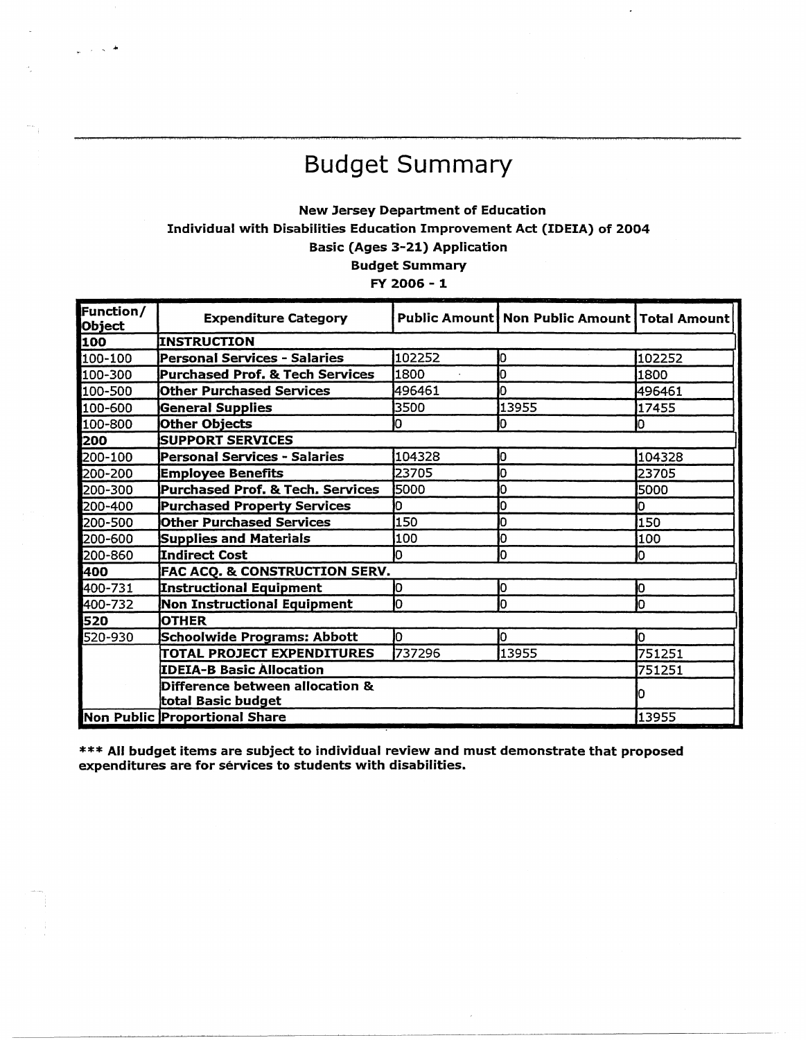# Budget Summary

**New Jersey Department of Education**
**Individual with Disabilities Education Improvement Act (IDEIA) of 2004**
**Basic (Ages 3-21) Application**
**Budget Summary**
**FY 2006 - 1**

| Function/ Object | Expenditure Category | Public Amount | Non Public Amount | Total Amount |
|---|---|---|---|---|
| **100** | **INSTRUCTION** | | | |
| 100-100 | **Personal Services - Salaries** | 102252 | 0 | 102252 |
| 100-300 | **Purchased Prof. & Tech Services** | 1800 | 0 | 1800 |
| 100-500 | **Other Purchased Services** | 496461 | 0 | 496461 |
| 100-600 | **General Supplies** | 3500 | 13955 | 17455 |
| 100-800 | **Other Objects** | 0 | 0 | 0 |
| **200** | **SUPPORT SERVICES** | | | |
| 200-100 | **Personal Services - Salaries** | 104328 | 0 | 104328 |
| 200-200 | **Employee Benefits** | 23705 | 0 | 23705 |
| 200-300 | **Purchased Prof. & Tech. Services** | 5000 | 0 | 5000 |
| 200-400 | **Purchased Property Services** | 0 | 0 | 0 |
| 200-500 | **Other Purchased Services** | 150 | 0 | 150 |
| 200-600 | **Supplies and Materials** | 100 | 0 | 100 |
| 200-860 | **Indirect Cost** | 0 | 0 | 0 |
| **400** | **FAC ACQ. & CONSTRUCTION SERV.** | | | |
| 400-731 | **Instructional Equipment** | 0 | 0 | 0 |
| 400-732 | **Non Instructional Equipment** | 0 | 0 | 0 |
| **520** | **OTHER** | | | |
| 520-930 | **Schoolwide Programs: Abbott** | 0 | 0 | 0 |
| | **TOTAL PROJECT EXPENDITURES** | 737296 | 13955 | 751251 |
| | **IDEIA-B Basic Allocation** | | | 751251 |
| | **Difference between allocation & total Basic budget** | | | 0 |
| **Non Public** | **Proportional Share** | | | 13955 |

**\*\*\* All budget items are subject to individual review and must demonstrate that proposed expenditures are for services to students with disabilities.**